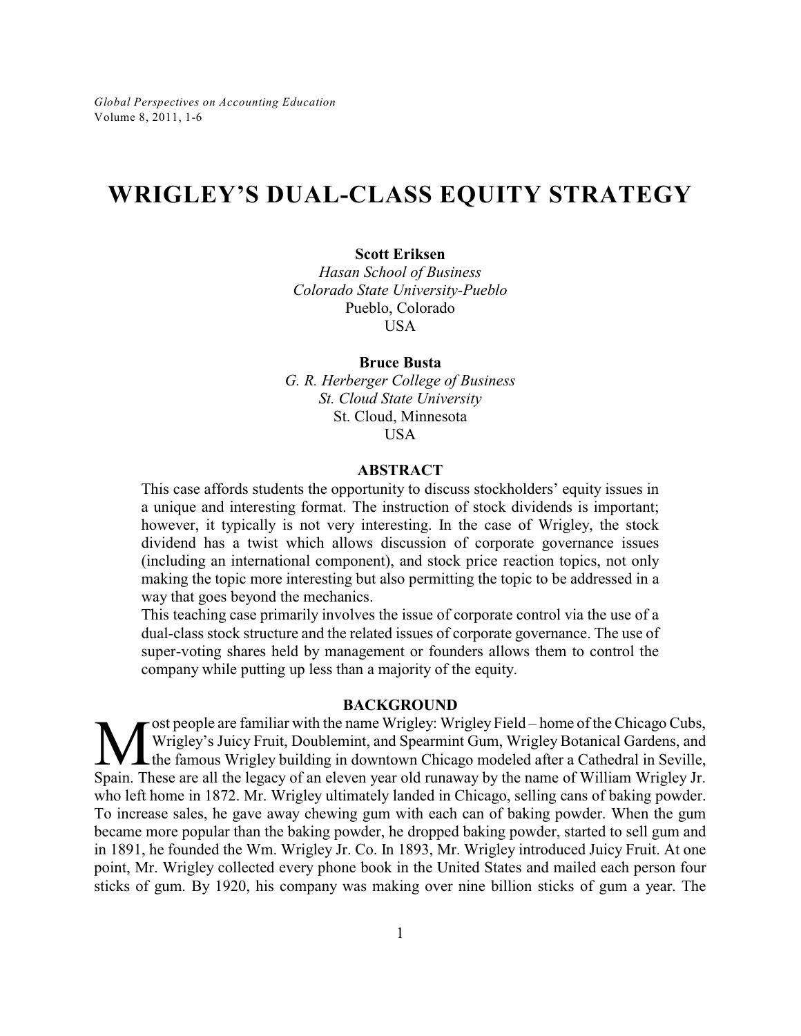# WRIGLEY'S DUAL-CLASS EQUITY STRATEGY

**Scott Eriksen**
*Hasan School of Business*
*Colorado State University-Pueblo*
Pueblo, Colorado
USA

**Bruce Busta**
*G. R. Herberger College of Business*
*St. Cloud State University*
St. Cloud, Minnesota
USA

## ABSTRACT

This case affords students the opportunity to discuss stockholders' equity issues in a unique and interesting format. The instruction of stock dividends is important; however, it typically is not very interesting. In the case of Wrigley, the stock dividend has a twist which allows discussion of corporate governance issues (including an international component), and stock price reaction topics, not only making the topic more interesting but also permitting the topic to be addressed in a way that goes beyond the mechanics.

This teaching case primarily involves the issue of corporate control via the use of a dual-class stock structure and the related issues of corporate governance. The use of super-voting shares held by management or founders allows them to control the company while putting up less than a majority of the equity.

## BACKGROUND

Most people are familiar with the name Wrigley: Wrigley Field – home of the Chicago Cubs, Wrigley's Juicy Fruit, Doublemint, and Spearmint Gum, Wrigley Botanical Gardens, and the famous Wrigley building in downtown Chicago modeled after a Cathedral in Seville, Spain. These are all the legacy of an eleven year old runaway by the name of William Wrigley Jr. who left home in 1872. Mr. Wrigley ultimately landed in Chicago, selling cans of baking powder. To increase sales, he gave away chewing gum with each can of baking powder. When the gum became more popular than the baking powder, he dropped baking powder, started to sell gum and in 1891, he founded the Wm. Wrigley Jr. Co. In 1893, Mr. Wrigley introduced Juicy Fruit. At one point, Mr. Wrigley collected every phone book in the United States and mailed each person four sticks of gum. By 1920, his company was making over nine billion sticks of gum a year. The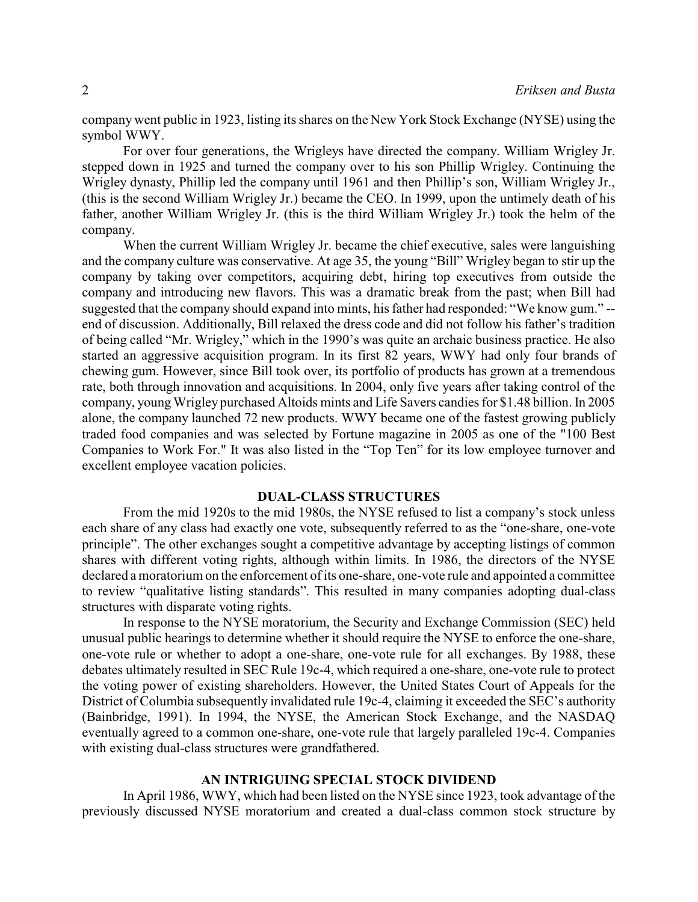company went public in 1923, listing its shares on the New York Stock Exchange (NYSE) using the symbol WWY.

For over four generations, the Wrigleys have directed the company. William Wrigley Jr. stepped down in 1925 and turned the company over to his son Phillip Wrigley. Continuing the Wrigley dynasty, Phillip led the company until 1961 and then Phillip's son, William Wrigley Jr., (this is the second William Wrigley Jr.) became the CEO. In 1999, upon the untimely death of his father, another William Wrigley Jr. (this is the third William Wrigley Jr.) took the helm of the company.

When the current William Wrigley Jr. became the chief executive, sales were languishing and the company culture was conservative. At age 35, the young "Bill" Wrigley began to stir up the company by taking over competitors, acquiring debt, hiring top executives from outside the company and introducing new flavors. This was a dramatic break from the past; when Bill had suggested that the company should expand into mints, his father had responded: "We know gum." -- end of discussion. Additionally, Bill relaxed the dress code and did not follow his father's tradition of being called "Mr. Wrigley," which in the 1990's was quite an archaic business practice. He also started an aggressive acquisition program. In its first 82 years, WWY had only four brands of chewing gum. However, since Bill took over, its portfolio of products has grown at a tremendous rate, both through innovation and acquisitions. In 2004, only five years after taking control of the company, young Wrigley purchased Altoids mints and Life Savers candies for $1.48 billion. In 2005 alone, the company launched 72 new products. WWY became one of the fastest growing publicly traded food companies and was selected by Fortune magazine in 2005 as one of the "100 Best Companies to Work For." It was also listed in the "Top Ten" for its low employee turnover and excellent employee vacation policies.

## DUAL-CLASS STRUCTURES

From the mid 1920s to the mid 1980s, the NYSE refused to list a company's stock unless each share of any class had exactly one vote, subsequently referred to as the "one-share, one-vote principle". The other exchanges sought a competitive advantage by accepting listings of common shares with different voting rights, although within limits. In 1986, the directors of the NYSE declared a moratorium on the enforcement of its one-share, one-vote rule and appointed a committee to review "qualitative listing standards". This resulted in many companies adopting dual-class structures with disparate voting rights.

In response to the NYSE moratorium, the Security and Exchange Commission (SEC) held unusual public hearings to determine whether it should require the NYSE to enforce the one-share, one-vote rule or whether to adopt a one-share, one-vote rule for all exchanges. By 1988, these debates ultimately resulted in SEC Rule 19c-4, which required a one-share, one-vote rule to protect the voting power of existing shareholders. However, the United States Court of Appeals for the District of Columbia subsequently invalidated rule 19c-4, claiming it exceeded the SEC's authority (Bainbridge, 1991). In 1994, the NYSE, the American Stock Exchange, and the NASDAQ eventually agreed to a common one-share, one-vote rule that largely paralleled 19c-4. Companies with existing dual-class structures were grandfathered.

## AN INTRIGUING SPECIAL STOCK DIVIDEND

In April 1986, WWY, which had been listed on the NYSE since 1923, took advantage of the previously discussed NYSE moratorium and created a dual-class common stock structure by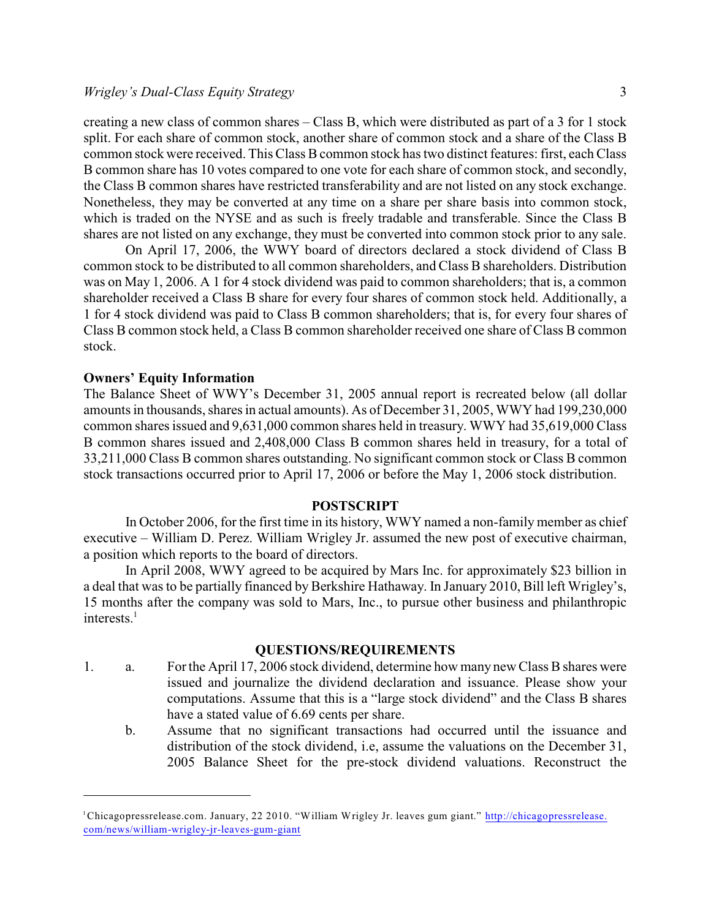creating a new class of common shares – Class B, which were distributed as part of a 3 for 1 stock split. For each share of common stock, another share of common stock and a share of the Class B common stock were received. This Class B common stock has two distinct features: first, each Class B common share has 10 votes compared to one vote for each share of common stock, and secondly, the Class B common shares have restricted transferability and are not listed on any stock exchange. Nonetheless, they may be converted at any time on a share per share basis into common stock, which is traded on the NYSE and as such is freely tradable and transferable. Since the Class B shares are not listed on any exchange, they must be converted into common stock prior to any sale.

On April 17, 2006, the WWY board of directors declared a stock dividend of Class B common stock to be distributed to all common shareholders, and Class B shareholders. Distribution was on May 1, 2006. A 1 for 4 stock dividend was paid to common shareholders; that is, a common shareholder received a Class B share for every four shares of common stock held. Additionally, a 1 for 4 stock dividend was paid to Class B common shareholders; that is, for every four shares of Class B common stock held, a Class B common shareholder received one share of Class B common stock.

**Owners' Equity Information**

The Balance Sheet of WWY's December 31, 2005 annual report is recreated below (all dollar amounts in thousands, shares in actual amounts). As of December 31, 2005, WWY had 199,230,000 common shares issued and 9,631,000 common shares held in treasury. WWY had 35,619,000 Class B common shares issued and 2,408,000 Class B common shares held in treasury, for a total of 33,211,000 Class B common shares outstanding. No significant common stock or Class B common stock transactions occurred prior to April 17, 2006 or before the May 1, 2006 stock distribution.

## POSTSCRIPT

In October 2006, for the first time in its history, WWY named a non-family member as chief executive – William D. Perez. William Wrigley Jr. assumed the new post of executive chairman, a position which reports to the board of directors.

In April 2008, WWY agreed to be acquired by Mars Inc. for approximately $23 billion in a deal that was to be partially financed by Berkshire Hathaway. In January 2010, Bill left Wrigley's, 15 months after the company was sold to Mars, Inc., to pursue other business and philanthropic interests.[1]

## QUESTIONS/REQUIREMENTS

1. a. For the April 17, 2006 stock dividend, determine how many new Class B shares were issued and journalize the dividend declaration and issuance. Please show your computations. Assume that this is a "large stock dividend" and the Class B shares have a stated value of 6.69 cents per share.

   b. Assume that no significant transactions had occurred until the issuance and distribution of the stock dividend, i.e, assume the valuations on the December 31, 2005 Balance Sheet for the pre-stock dividend valuations. Reconstruct the

[1] Chicagopressrelease.com. January, 22 2010. "William Wrigley Jr. leaves gum giant." http://chicagopressrelease.com/news/william-wrigley-jr-leaves-gum-giant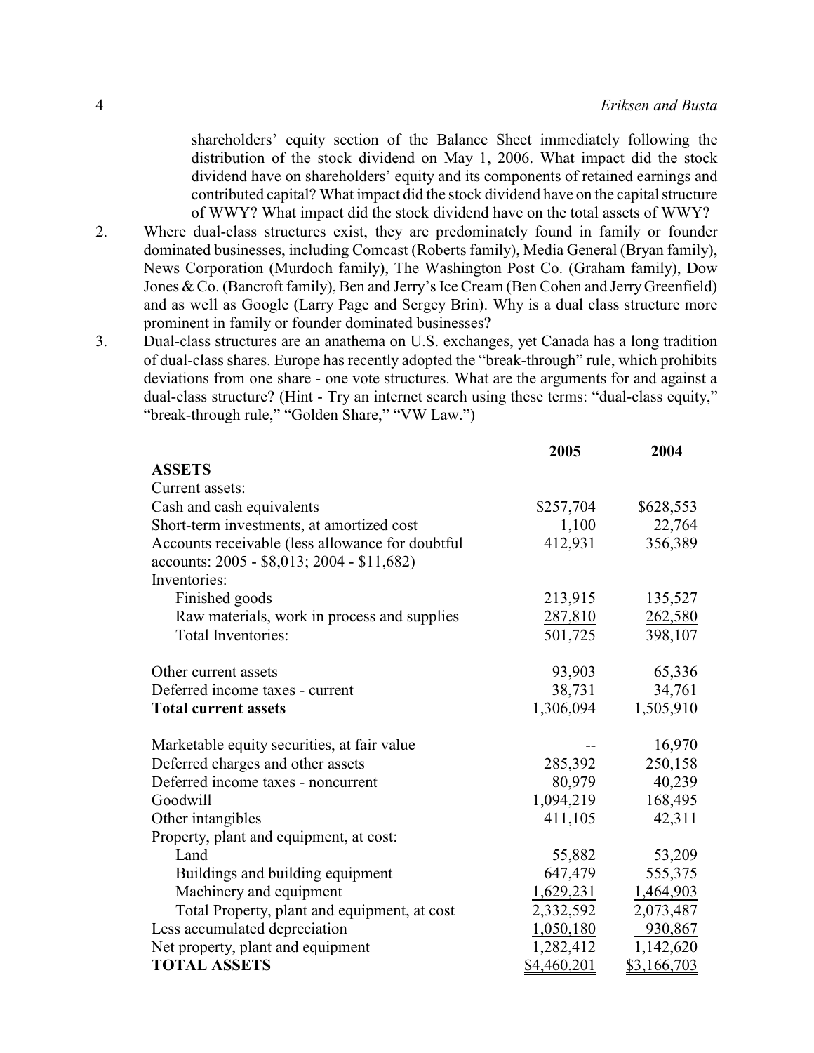shareholders' equity section of the Balance Sheet immediately following the distribution of the stock dividend on May 1, 2006. What impact did the stock dividend have on shareholders' equity and its components of retained earnings and contributed capital? What impact did the stock dividend have on the capital structure of WWY? What impact did the stock dividend have on the total assets of WWY?

2. Where dual-class structures exist, they are predominately found in family or founder dominated businesses, including Comcast (Roberts family), Media General (Bryan family), News Corporation (Murdoch family), The Washington Post Co. (Graham family), Dow Jones & Co. (Bancroft family), Ben and Jerry's Ice Cream (Ben Cohen and Jerry Greenfield) and as well as Google (Larry Page and Sergey Brin). Why is a dual class structure more prominent in family or founder dominated businesses?

3. Dual-class structures are an anathema on U.S. exchanges, yet Canada has a long tradition of dual-class shares. Europe has recently adopted the "break-through" rule, which prohibits deviations from one share - one vote structures. What are the arguments for and against a dual-class structure? (Hint - Try an internet search using these terms: "dual-class equity," "break-through rule," "Golden Share," "VW Law.")

| | 2005 | 2004 |
|---|---|---|
| **ASSETS** | | |
| Current assets: | | |
| Cash and cash equivalents | $257,704 | $628,553 |
| Short-term investments, at amortized cost | 1,100 | 22,764 |
| Accounts receivable (less allowance for doubtful accounts: 2005 - $8,013; 2004 - $11,682) | 412,931 | 356,389 |
| Inventories: | | |
| Finished goods | 213,915 | 135,527 |
| Raw materials, work in process and supplies | 287,810 | 262,580 |
| Total Inventories: | 501,725 | 398,107 |
| Other current assets | 93,903 | 65,336 |
| Deferred income taxes - current | 38,731 | 34,761 |
| **Total current assets** | 1,306,094 | 1,505,910 |
| Marketable equity securities, at fair value | -- | 16,970 |
| Deferred charges and other assets | 285,392 | 250,158 |
| Deferred income taxes - noncurrent | 80,979 | 40,239 |
| Goodwill | 1,094,219 | 168,495 |
| Other intangibles | 411,105 | 42,311 |
| Property, plant and equipment, at cost: | | |
| Land | 55,882 | 53,209 |
| Buildings and building equipment | 647,479 | 555,375 |
| Machinery and equipment | 1,629,231 | 1,464,903 |
| Total Property, plant and equipment, at cost | 2,332,592 | 2,073,487 |
| Less accumulated depreciation | 1,050,180 | 930,867 |
| Net property, plant and equipment | 1,282,412 | 1,142,620 |
| **TOTAL ASSETS** | $4,460,201 | $3,166,703 |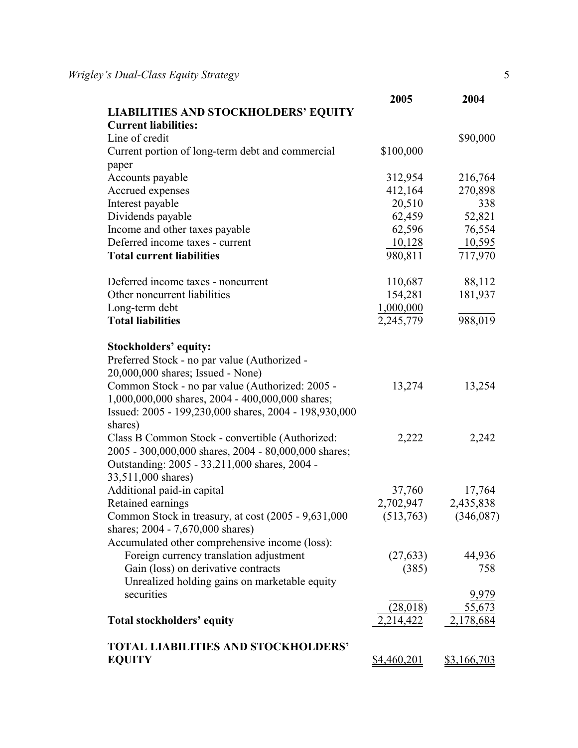| | 2005 | 2004 |
|---|---|---|
| **LIABILITIES AND STOCKHOLDERS' EQUITY** | | |
| **Current liabilities:** | | |
| Line of credit | | $90,000 |
| Current portion of long-term debt and commercial paper | $100,000 | |
| Accounts payable | 312,954 | 216,764 |
| Accrued expenses | 412,164 | 270,898 |
| Interest payable | 20,510 | 338 |
| Dividends payable | 62,459 | 52,821 |
| Income and other taxes payable | 62,596 | 76,554 |
| Deferred income taxes - current | 10,128 | 10,595 |
| **Total current liabilities** | 980,811 | 717,970 |
| | | |
| Deferred income taxes - noncurrent | 110,687 | 88,112 |
| Other noncurrent liabilities | 154,281 | 181,937 |
| Long-term debt | 1,000,000 | |
| **Total liabilities** | 2,245,779 | 988,019 |
| | | |
| **Stockholders' equity:** | | |
| Preferred Stock - no par value (Authorized - 20,000,000 shares; Issued - None) | | |
| Common Stock - no par value (Authorized: 2005 - 1,000,000,000 shares, 2004 - 400,000,000 shares; Issued: 2005 - 199,230,000 shares, 2004 - 198,930,000 shares) | 13,274 | 13,254 |
| Class B Common Stock - convertible (Authorized: 2005 - 300,000,000 shares, 2004 - 80,000,000 shares; Outstanding: 2005 - 33,211,000 shares, 2004 - 33,511,000 shares) | 2,222 | 2,242 |
| Additional paid-in capital | 37,760 | 17,764 |
| Retained earnings | 2,702,947 | 2,435,838 |
| Common Stock in treasury, at cost (2005 - 9,631,000 shares; 2004 - 7,670,000 shares) | (513,763) | (346,087) |
| Accumulated other comprehensive income (loss): | | |
| Foreign currency translation adjustment | (27,633) | 44,936 |
| Gain (loss) on derivative contracts | (385) | 758 |
| Unrealized holding gains on marketable equity securities | | 9,979 |
| | (28,018) | 55,673 |
| **Total stockholders' equity** | 2,214,422 | 2,178,684 |
| | | |
| **TOTAL LIABILITIES AND STOCKHOLDERS' EQUITY** | $4,460,201 | $3,166,703 |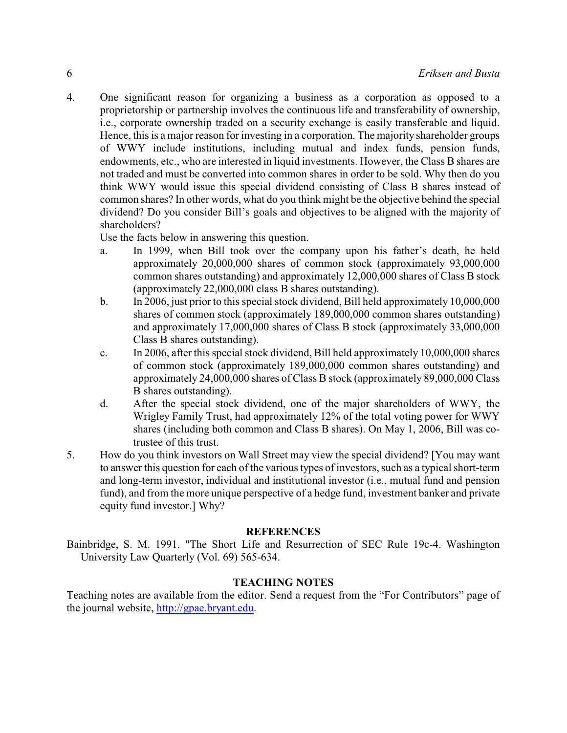4. One significant reason for organizing a business as a corporation as opposed to a proprietorship or partnership involves the continuous life and transferability of ownership, i.e., corporate ownership traded on a security exchange is easily transferable and liquid. Hence, this is a major reason for investing in a corporation. The majority shareholder groups of WWY include institutions, including mutual and index funds, pension funds, endowments, etc., who are interested in liquid investments. However, the Class B shares are not traded and must be converted into common shares in order to be sold. Why then do you think WWY would issue this special dividend consisting of Class B shares instead of common shares? In other words, what do you think might be the objective behind the special dividend? Do you consider Bill's goals and objectives to be aligned with the majority of shareholders?

   Use the facts below in answering this question.

   a. In 1999, when Bill took over the company upon his father's death, he held approximately 20,000,000 shares of common stock (approximately 93,000,000 common shares outstanding) and approximately 12,000,000 shares of Class B stock (approximately 22,000,000 class B shares outstanding).
   b. In 2006, just prior to this special stock dividend, Bill held approximately 10,000,000 shares of common stock (approximately 189,000,000 common shares outstanding) and approximately 17,000,000 shares of Class B stock (approximately 33,000,000 Class B shares outstanding).
   c. In 2006, after this special stock dividend, Bill held approximately 10,000,000 shares of common stock (approximately 189,000,000 common shares outstanding) and approximately 24,000,000 shares of Class B stock (approximately 89,000,000 Class B shares outstanding).
   d. After the special stock dividend, one of the major shareholders of WWY, the Wrigley Family Trust, had approximately 12% of the total voting power for WWY shares (including both common and Class B shares). On May 1, 2006, Bill was co-trustee of this trust.

5. How do you think investors on Wall Street may view the special dividend? [You may want to answer this question for each of the various types of investors, such as a typical short-term and long-term investor, individual and institutional investor (i.e., mutual fund and pension fund), and from the more unique perspective of a hedge fund, investment banker and private equity fund investor.] Why?

## REFERENCES

Bainbridge, S. M. 1991. "The Short Life and Resurrection of SEC Rule 19c-4. Washington University Law Quarterly (Vol. 69) 565-634.

## TEACHING NOTES

Teaching notes are available from the editor. Send a request from the "For Contributors" page of the journal website, http://gpae.bryant.edu.